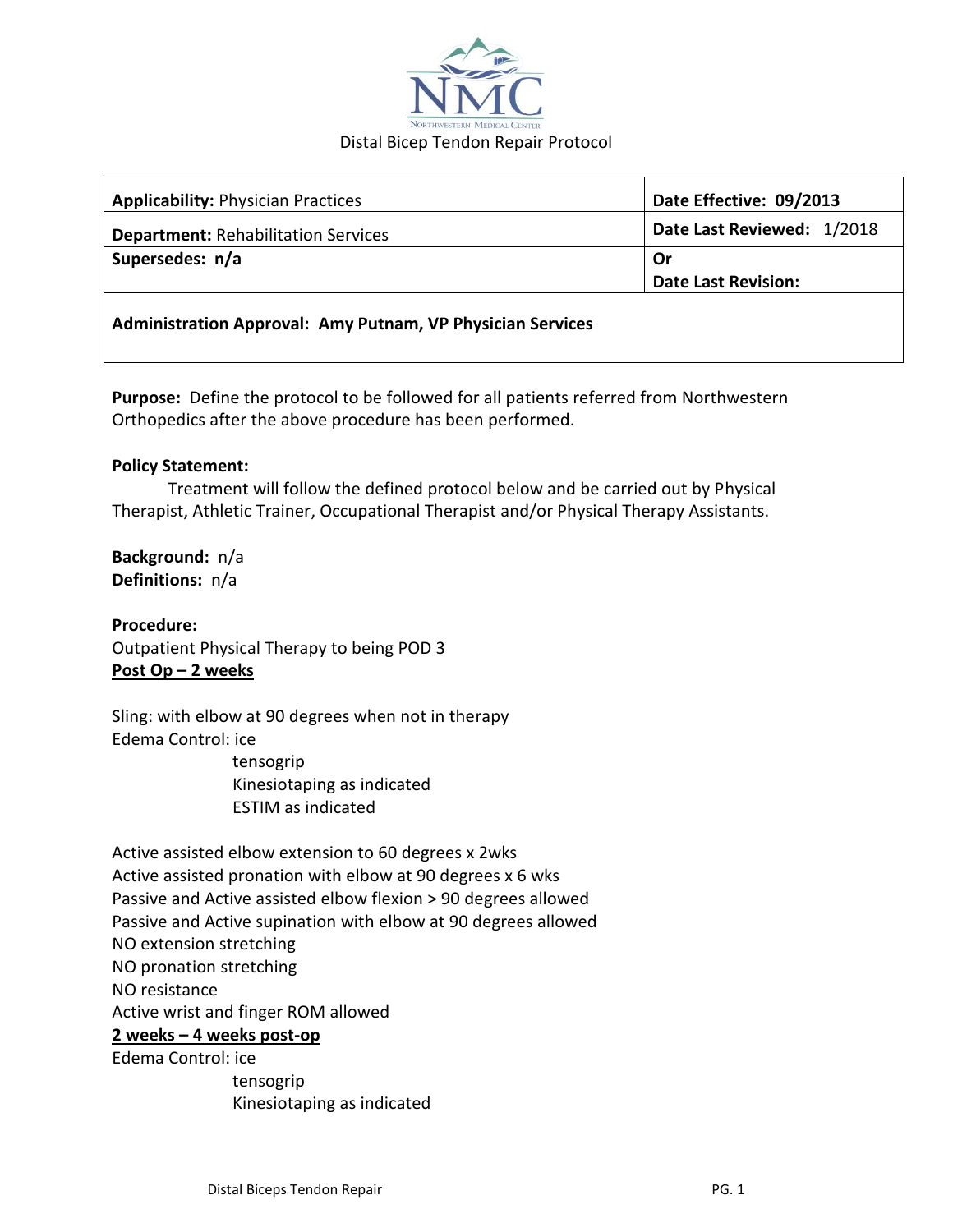Northwestern Medical Center

# Distal Bicep Tendon Repair Protocol

| **Applicability:** Physician Practices | **Date Effective: 09/2013** |
|---|---|
| **Department:** Rehabilitation Services | **Date Last Reviewed:** 1/2018 |
| **Supersedes: n/a** | **Or**<br>**Date Last Revision:** |
| **Administration Approval: Amy Putnam, VP Physician Services** | |

**Purpose:** Define the protocol to be followed for all patients referred from Northwestern Orthopedics after the above procedure has been performed.

**Policy Statement:**

Treatment will follow the defined protocol below and be carried out by Physical Therapist, Athletic Trainer, Occupational Therapist and/or Physical Therapy Assistants.

**Background:** n/a
**Definitions:** n/a

**Procedure:**
Outpatient Physical Therapy to being POD 3

**<u>Post Op – 2 weeks</u>**

Sling: with elbow at 90 degrees when not in therapy
Edema Control: ice
tensogrip
Kinesiotaping as indicated
ESTIM as indicated

Active assisted elbow extension to 60 degrees x 2wks
Active assisted pronation with elbow at 90 degrees x 6 wks
Passive and Active assisted elbow flexion > 90 degrees allowed
Passive and Active supination with elbow at 90 degrees allowed
NO extension stretching
NO pronation stretching
NO resistance
Active wrist and finger ROM allowed

**<u>2 weeks – 4 weeks post-op</u>**

Edema Control: ice
tensogrip
Kinesiotaping as indicated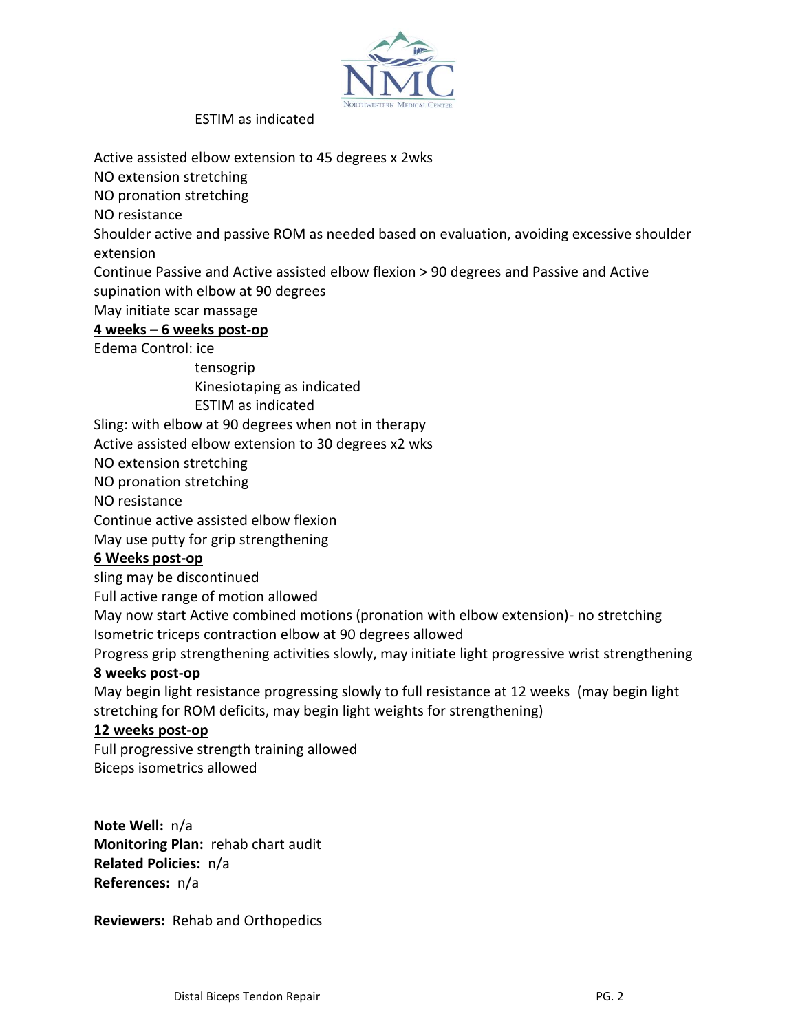ESTIM as indicated

Active assisted elbow extension to 45 degrees x 2wks
NO extension stretching
NO pronation stretching
NO resistance
Shoulder active and passive ROM as needed based on evaluation, avoiding excessive shoulder extension
Continue Passive and Active assisted elbow flexion > 90 degrees and Passive and Active supination with elbow at 90 degrees
May initiate scar massage

**4 weeks – 6 weeks post-op**

Edema Control: ice
tensogrip
Kinesiotaping as indicated
ESTIM as indicated
Sling: with elbow at 90 degrees when not in therapy
Active assisted elbow extension to 30 degrees x2 wks
NO extension stretching
NO pronation stretching
NO resistance
Continue active assisted elbow flexion
May use putty for grip strengthening

**6 Weeks post-op**

sling may be discontinued
Full active range of motion allowed
May now start Active combined motions (pronation with elbow extension)- no stretching
Isometric triceps contraction elbow at 90 degrees allowed
Progress grip strengthening activities slowly, may initiate light progressive wrist strengthening

**8 weeks post-op**

May begin light resistance progressing slowly to full resistance at 12 weeks (may begin light stretching for ROM deficits, may begin light weights for strengthening)

**12 weeks post-op**

Full progressive strength training allowed
Biceps isometrics allowed

**Note Well:** n/a
**Monitoring Plan:** rehab chart audit
**Related Policies:** n/a
**References:** n/a

**Reviewers:** Rehab and Orthopedics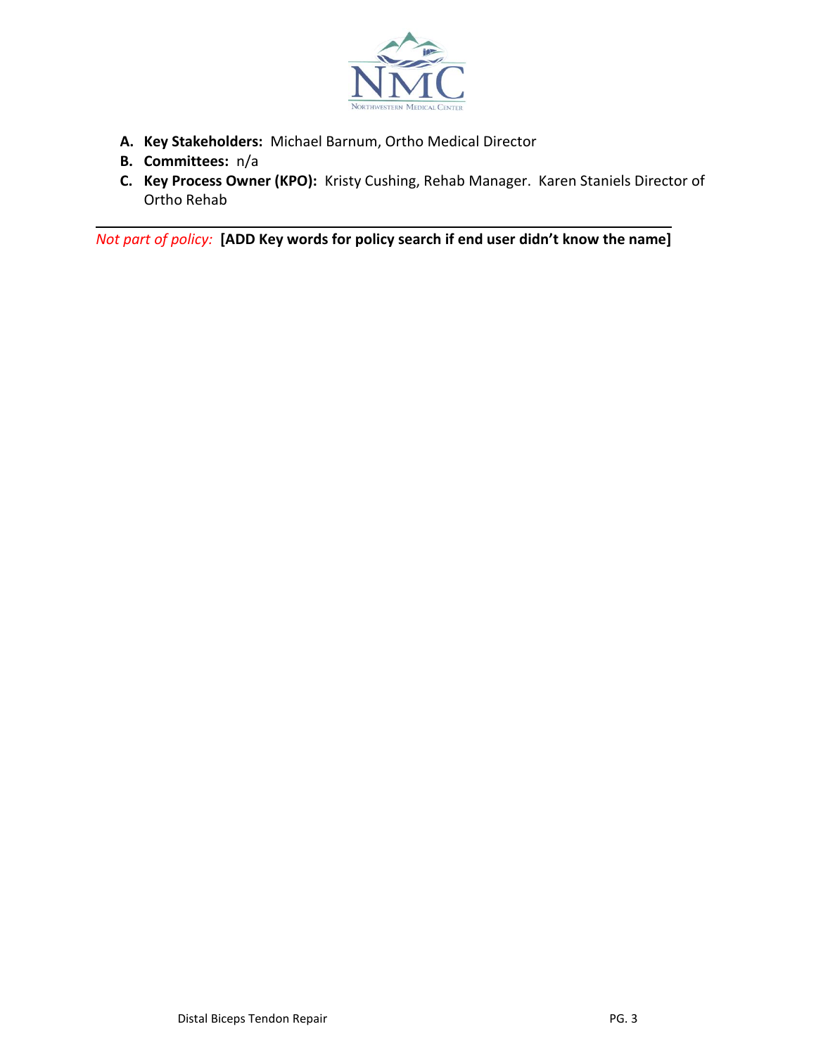A. **Key Stakeholders:** Michael Barnum, Ortho Medical Director
B. **Committees:** n/a
C. **Key Process Owner (KPO):** Kristy Cushing, Rehab Manager. Karen Staniels Director of Ortho Rehab

---

*Not part of policy:* **[ADD Key words for policy search if end user didn't know the name]**